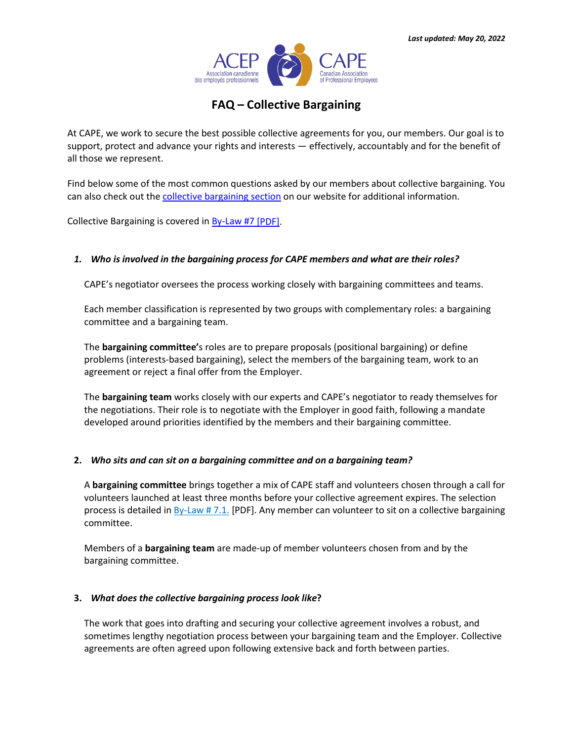*Last updated: May 20, 2022*

# FAQ – Collective Bargaining

At CAPE, we work to secure the best possible collective agreements for you, our members. Our goal is to support, protect and advance your rights and interests — effectively, accountably and for the benefit of all those we represent.

Find below some of the most common questions asked by our members about collective bargaining. You can also check out the collective bargaining section on our website for additional information.

Collective Bargaining is covered in By-Law #7 [PDF].

### 1. *Who is involved in the bargaining process for CAPE members and what are their roles?*

CAPE's negotiator oversees the process working closely with bargaining committees and teams.

Each member classification is represented by two groups with complementary roles: a bargaining committee and a bargaining team.

The **bargaining committee'**s roles are to prepare proposals (positional bargaining) or define problems (interests-based bargaining), select the members of the bargaining team, work to an agreement or reject a final offer from the Employer.

The **bargaining team** works closely with our experts and CAPE's negotiator to ready themselves for the negotiations. Their role is to negotiate with the Employer in good faith, following a mandate developed around priorities identified by the members and their bargaining committee.

### 2. *Who sits and can sit on a bargaining committee and on a bargaining team?*

A **bargaining committee** brings together a mix of CAPE staff and volunteers chosen through a call for volunteers launched at least three months before your collective agreement expires. The selection process is detailed in By-Law # 7.1. [PDF]. Any member can volunteer to sit on a collective bargaining committee.

Members of a **bargaining team** are made-up of member volunteers chosen from and by the bargaining committee.

### 3. *What does the collective bargaining process look like*?

The work that goes into drafting and securing your collective agreement involves a robust, and sometimes lengthy negotiation process between your bargaining team and the Employer. Collective agreements are often agreed upon following extensive back and forth between parties.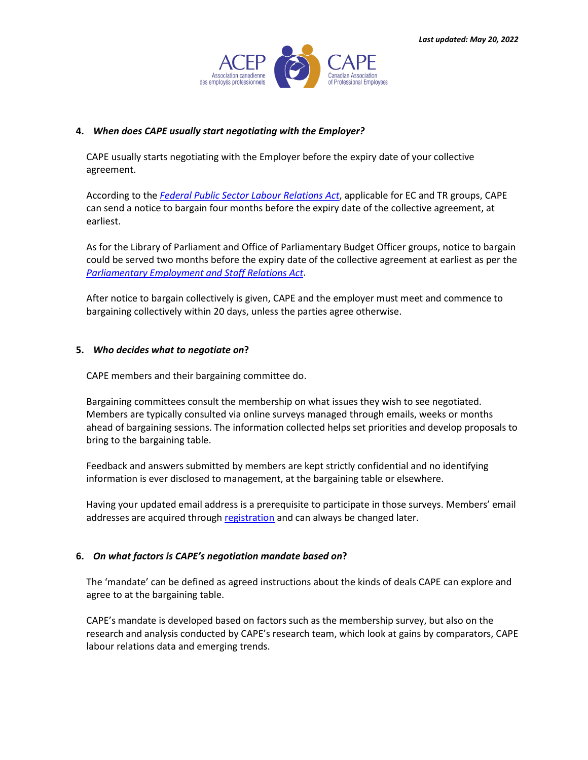4. ***When does CAPE usually start negotiating with the Employer?***

   CAPE usually starts negotiating with the Employer before the expiry date of your collective agreement.

   According to the *Federal Public Sector Labour Relations Act*, applicable for EC and TR groups, CAPE can send a notice to bargain four months before the expiry date of the collective agreement, at earliest.

   As for the Library of Parliament and Office of Parliamentary Budget Officer groups, notice to bargain could be served two months before the expiry date of the collective agreement at earliest as per the *Parliamentary Employment and Staff Relations Act*.

   After notice to bargain collectively is given, CAPE and the employer must meet and commence to bargaining collectively within 20 days, unless the parties agree otherwise.

5. ***Who decides what to negotiate on*?**

   CAPE members and their bargaining committee do.

   Bargaining committees consult the membership on what issues they wish to see negotiated. Members are typically consulted via online surveys managed through emails, weeks or months ahead of bargaining sessions. The information collected helps set priorities and develop proposals to bring to the bargaining table.

   Feedback and answers submitted by members are kept strictly confidential and no identifying information is ever disclosed to management, at the bargaining table or elsewhere.

   Having your updated email address is a prerequisite to participate in those surveys. Members' email addresses are acquired through registration and can always be changed later.

6. ***On what factors is CAPE's negotiation mandate based on*?**

   The 'mandate' can be defined as agreed instructions about the kinds of deals CAPE can explore and agree to at the bargaining table.

   CAPE's mandate is developed based on factors such as the membership survey, but also on the research and analysis conducted by CAPE's research team, which look at gains by comparators, CAPE labour relations data and emerging trends.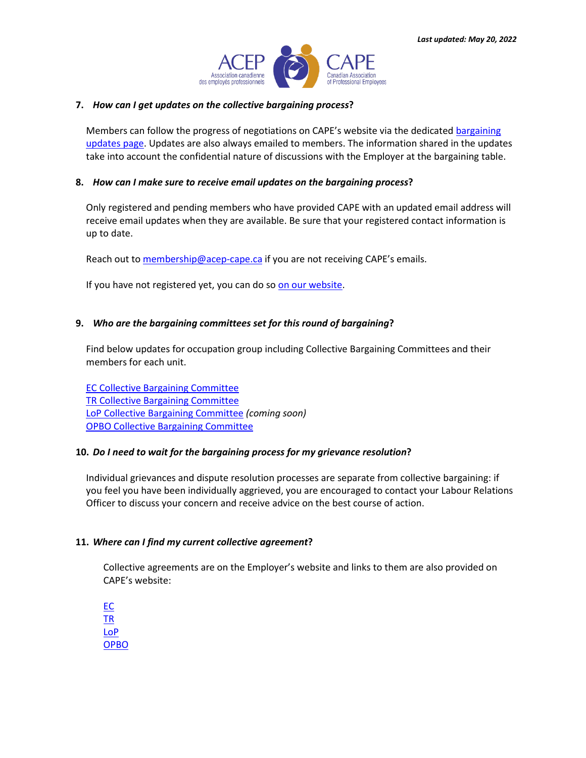*Last updated: May 20, 2022*

ACEP Association canadienne des employés professionnels CAPE Canadian Association of Professional Employees

**7. *How can I get updates on the collective bargaining process*?**

Members can follow the progress of negotiations on CAPE's website via the dedicated bargaining updates page. Updates are also always emailed to members. The information shared in the updates take into account the confidential nature of discussions with the Employer at the bargaining table.

**8. *How can I make sure to receive email updates on the bargaining process*?**

Only registered and pending members who have provided CAPE with an updated email address will receive email updates when they are available. Be sure that your registered contact information is up to date.

Reach out to membership@acep-cape.ca if you are not receiving CAPE's emails.

If you have not registered yet, you can do so on our website.

**9. *Who are the bargaining committees set for this round of bargaining*?**

Find below updates for occupation group including Collective Bargaining Committees and their members for each unit.

EC Collective Bargaining Committee
TR Collective Bargaining Committee
LoP Collective Bargaining Committee *(coming soon)*
OPBO Collective Bargaining Committee

**10. *Do I need to wait for the bargaining process for my grievance resolution*?**

Individual grievances and dispute resolution processes are separate from collective bargaining: if you feel you have been individually aggrieved, you are encouraged to contact your Labour Relations Officer to discuss your concern and receive advice on the best course of action.

**11. *Where can I find my current collective agreement*?**

Collective agreements are on the Employer's website and links to them are also provided on CAPE's website:

EC
TR
LoP
OPBO